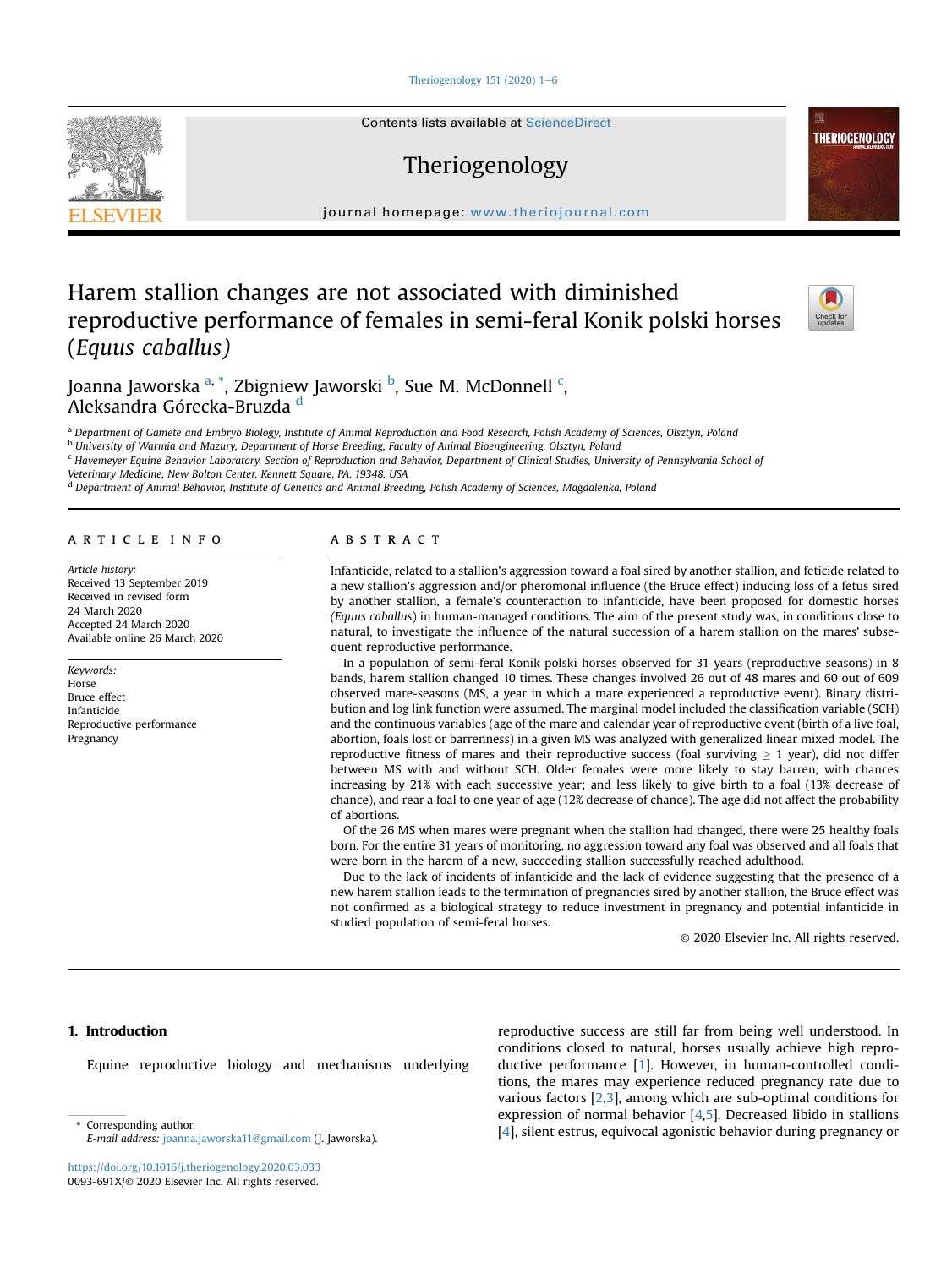# Harem stallion changes are not associated with diminished reproductive performance of females in semi-feral Konik polski horses (*Equus caballus*)

Joanna Jaworska [a, *], Zbigniew Jaworski [b], Sue M. McDonnell [c], Aleksandra Górecka-Bruzda [d]

[a] Department of Gamete and Embryo Biology, Institute of Animal Reproduction and Food Research, Polish Academy of Sciences, Olsztyn, Poland
[b] University of Warmia and Mazury, Department of Horse Breeding, Faculty of Animal Bioengineering, Olsztyn, Poland
[c] Havemeyer Equine Behavior Laboratory, Section of Reproduction and Behavior, Department of Clinical Studies, University of Pennsylvania School of Veterinary Medicine, New Bolton Center, Kennett Square, PA, 19348, USA
[d] Department of Animal Behavior, Institute of Genetics and Animal Breeding, Polish Academy of Sciences, Magdalenka, Poland

## ARTICLE INFO

*Article history:*
Received 13 September 2019
Received in revised form
24 March 2020
Accepted 24 March 2020
Available online 26 March 2020

*Keywords:*
Horse
Bruce effect
Infanticide
Reproductive performance
Pregnancy

## ABSTRACT

Infanticide, related to a stallion's aggression toward a foal sired by another stallion, and feticide related to a new stallion's aggression and/or pheromonal influence (the Bruce effect) inducing loss of a fetus sired by another stallion, a female's counteraction to infanticide, have been proposed for domestic horses (*Equus caballus*) in human-managed conditions. The aim of the present study was, in conditions close to natural, to investigate the influence of the natural succession of a harem stallion on the mares' subsequent reproductive performance.

In a population of semi-feral Konik polski horses observed for 31 years (reproductive seasons) in 8 bands, harem stallion changed 10 times. These changes involved 26 out of 48 mares and 60 out of 609 observed mare-seasons (MS, a year in which a mare experienced a reproductive event). Binary distribution and log link function were assumed. The marginal model included the classification variable (SCH) and the continuous variables (age of the mare and calendar year of reproductive event (birth of a live foal, abortion, foals lost or barrenness) in a given MS was analyzed with generalized linear mixed model. The reproductive fitness of mares and their reproductive success (foal surviving ≥ 1 year), did not differ between MS with and without SCH. Older females were more likely to stay barren, with chances increasing by 21% with each successive year; and less likely to give birth to a foal (13% decrease of chance), and rear a foal to one year of age (12% decrease of chance). The age did not affect the probability of abortions.

Of the 26 MS when mares were pregnant when the stallion had changed, there were 25 healthy foals born. For the entire 31 years of monitoring, no aggression toward any foal was observed and all foals that were born in the harem of a new, succeeding stallion successfully reached adulthood.

Due to the lack of incidents of infanticide and the lack of evidence suggesting that the presence of a new harem stallion leads to the termination of pregnancies sired by another stallion, the Bruce effect was not confirmed as a biological strategy to reduce investment in pregnancy and potential infanticide in studied population of semi-feral horses.

© 2020 Elsevier Inc. All rights reserved.

## 1. Introduction

Equine reproductive biology and mechanisms underlying reproductive success are still far from being well understood. In conditions closed to natural, horses usually achieve high reproductive performance [1]. However, in human-controlled conditions, the mares may experience reduced pregnancy rate due to various factors [2,3], among which are sub-optimal conditions for expression of normal behavior [4,5]. Decreased libido in stallions [4], silent estrus, equivocal agonistic behavior during pregnancy or

* Corresponding author.
*E-mail address:* joanna.jaworska11@gmail.com (J. Jaworska).

https://doi.org/10.1016/j.theriogenology.2020.03.033
0093-691X/© 2020 Elsevier Inc. All rights reserved.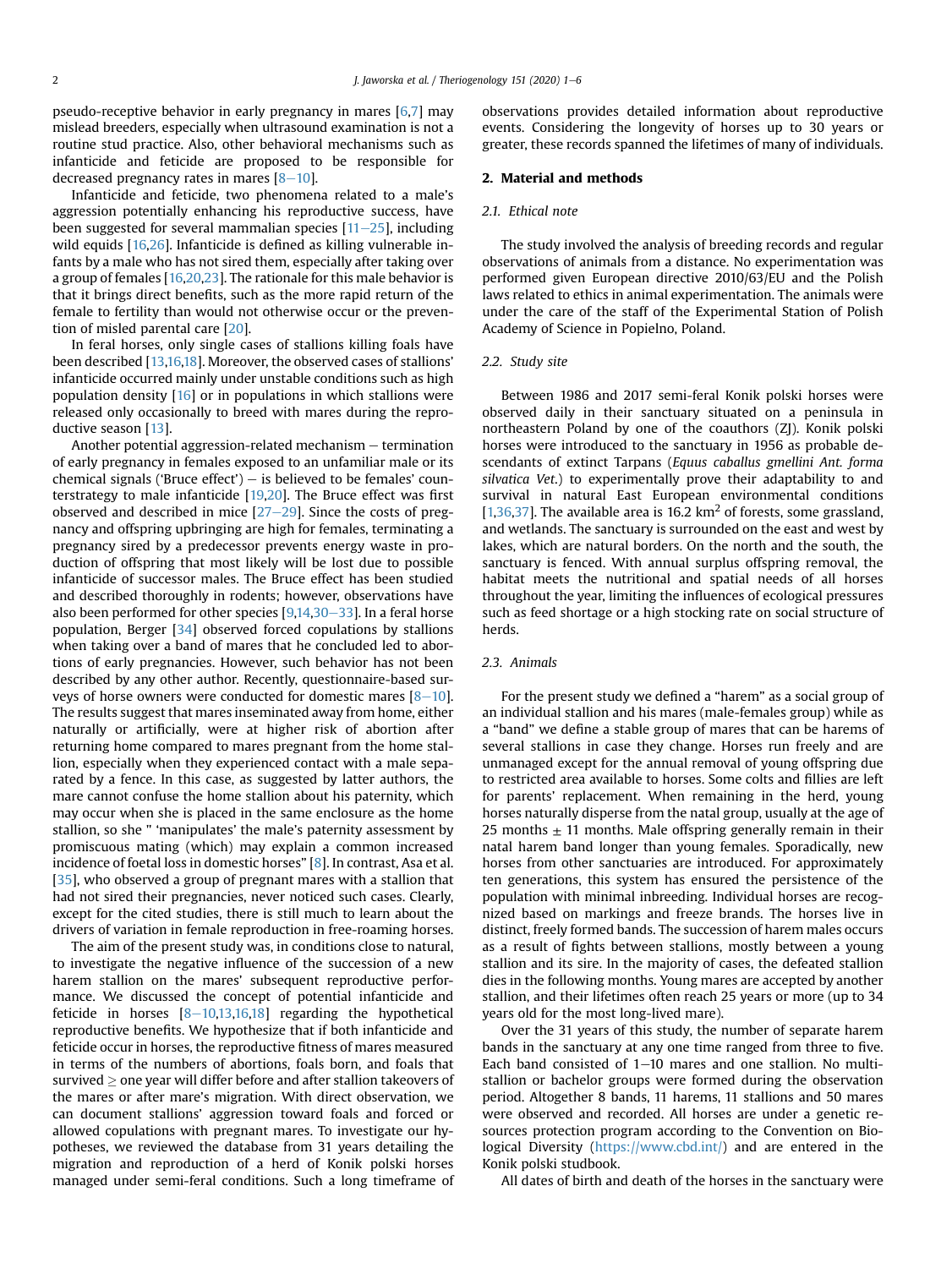pseudo-receptive behavior in early pregnancy in mares [6,7] may mislead breeders, especially when ultrasound examination is not a routine stud practice. Also, other behavioral mechanisms such as infanticide and feticide are proposed to be responsible for decreased pregnancy rates in mares [8–10].

Infanticide and feticide, two phenomena related to a male's aggression potentially enhancing his reproductive success, have been suggested for several mammalian species [11–25], including wild equids [16,26]. Infanticide is defined as killing vulnerable infants by a male who has not sired them, especially after taking over a group of females [16,20,23]. The rationale for this male behavior is that it brings direct benefits, such as the more rapid return of the female to fertility than would not otherwise occur or the prevention of misled parental care [20].

In feral horses, only single cases of stallions killing foals have been described [13,16,18]. Moreover, the observed cases of stallions' infanticide occurred mainly under unstable conditions such as high population density [16] or in populations in which stallions were released only occasionally to breed with mares during the reproductive season [13].

Another potential aggression-related mechanism – termination of early pregnancy in females exposed to an unfamiliar male or its chemical signals ('Bruce effect') – is believed to be females' counterstrategy to male infanticide [19,20]. The Bruce effect was first observed and described in mice [27–29]. Since the costs of pregnancy and offspring upbringing are high for females, terminating a pregnancy sired by a predecessor prevents energy waste in production of offspring that most likely will be lost due to possible infanticide of successor males. The Bruce effect has been studied and described thoroughly in rodents; however, observations have also been performed for other species [9,14,30–33]. In a feral horse population, Berger [34] observed forced copulations by stallions when taking over a band of mares that he concluded led to abortions of early pregnancies. However, such behavior has not been described by any other author. Recently, questionnaire-based surveys of horse owners were conducted for domestic mares [8–10]. The results suggest that mares inseminated away from home, either naturally or artificially, were at higher risk of abortion after returning home compared to mares pregnant from the home stallion, especially when they experienced contact with a male separated by a fence. In this case, as suggested by latter authors, the mare cannot confuse the home stallion about his paternity, which may occur when she is placed in the same enclosure as the home stallion, so she " 'manipulates' the male's paternity assessment by promiscuous mating (which) may explain a common increased incidence of foetal loss in domestic horses" [8]. In contrast, Asa et al. [35], who observed a group of pregnant mares with a stallion that had not sired their pregnancies, never noticed such cases. Clearly, except for the cited studies, there is still much to learn about the drivers of variation in female reproduction in free-roaming horses.

The aim of the present study was, in conditions close to natural, to investigate the negative influence of the succession of a new harem stallion on the mares' subsequent reproductive performance. We discussed the concept of potential infanticide and feticide in horses [8–10,13,16,18] regarding the hypothetical reproductive benefits. We hypothesize that if both infanticide and feticide occur in horses, the reproductive fitness of mares measured in terms of the numbers of abortions, foals born, and foals that survived ≥ one year will differ before and after stallion takeovers of the mares or after mare's migration. With direct observation, we can document stallions' aggression toward foals and forced or allowed copulations with pregnant mares. To investigate our hypotheses, we reviewed the database from 31 years detailing the migration and reproduction of a herd of Konik polski horses managed under semi-feral conditions. Such a long timeframe of observations provides detailed information about reproductive events. Considering the longevity of horses up to 30 years or greater, these records spanned the lifetimes of many of individuals.

## 2. Material and methods

### 2.1. Ethical note

The study involved the analysis of breeding records and regular observations of animals from a distance. No experimentation was performed given European directive 2010/63/EU and the Polish laws related to ethics in animal experimentation. The animals were under the care of the staff of the Experimental Station of Polish Academy of Science in Popielno, Poland.

### 2.2. Study site

Between 1986 and 2017 semi-feral Konik polski horses were observed daily in their sanctuary situated on a peninsula in northeastern Poland by one of the coauthors (ZJ). Konik polski horses were introduced to the sanctuary in 1956 as probable descendants of extinct Tarpans (*Equus caballus gmellini Ant. forma silvatica Vet.*) to experimentally prove their adaptability to and survival in natural East European environmental conditions [1,36,37]. The available area is 16.2 km$^2$ of forests, some grassland, and wetlands. The sanctuary is surrounded on the east and west by lakes, which are natural borders. On the north and the south, the sanctuary is fenced. With annual surplus offspring removal, the habitat meets the nutritional and spatial needs of all horses throughout the year, limiting the influences of ecological pressures such as feed shortage or a high stocking rate on social structure of herds.

### 2.3. Animals

For the present study we defined a "harem" as a social group of an individual stallion and his mares (male-females group) while as a "band" we define a stable group of mares that can be harems of several stallions in case they change. Horses run freely and are unmanaged except for the annual removal of young offspring due to restricted area available to horses. Some colts and fillies are left for parents' replacement. When remaining in the herd, young horses naturally disperse from the natal group, usually at the age of 25 months ± 11 months. Male offspring generally remain in their natal harem band longer than young females. Sporadically, new horses from other sanctuaries are introduced. For approximately ten generations, this system has ensured the persistence of the population with minimal inbreeding. Individual horses are recognized based on markings and freeze brands. The horses live in distinct, freely formed bands. The succession of harem males occurs as a result of fights between stallions, mostly between a young stallion and its sire. In the majority of cases, the defeated stallion dies in the following months. Young mares are accepted by another stallion, and their lifetimes often reach 25 years or more (up to 34 years old for the most long-lived mare).

Over the 31 years of this study, the number of separate harem bands in the sanctuary at any one time ranged from three to five. Each band consisted of 1–10 mares and one stallion. No multi-stallion or bachelor groups were formed during the observation period. Altogether 8 bands, 11 harems, 11 stallions and 50 mares were observed and recorded. All horses are under a genetic resources protection program according to the Convention on Biological Diversity (https://www.cbd.int/) and are entered in the Konik polski studbook.

All dates of birth and death of the horses in the sanctuary were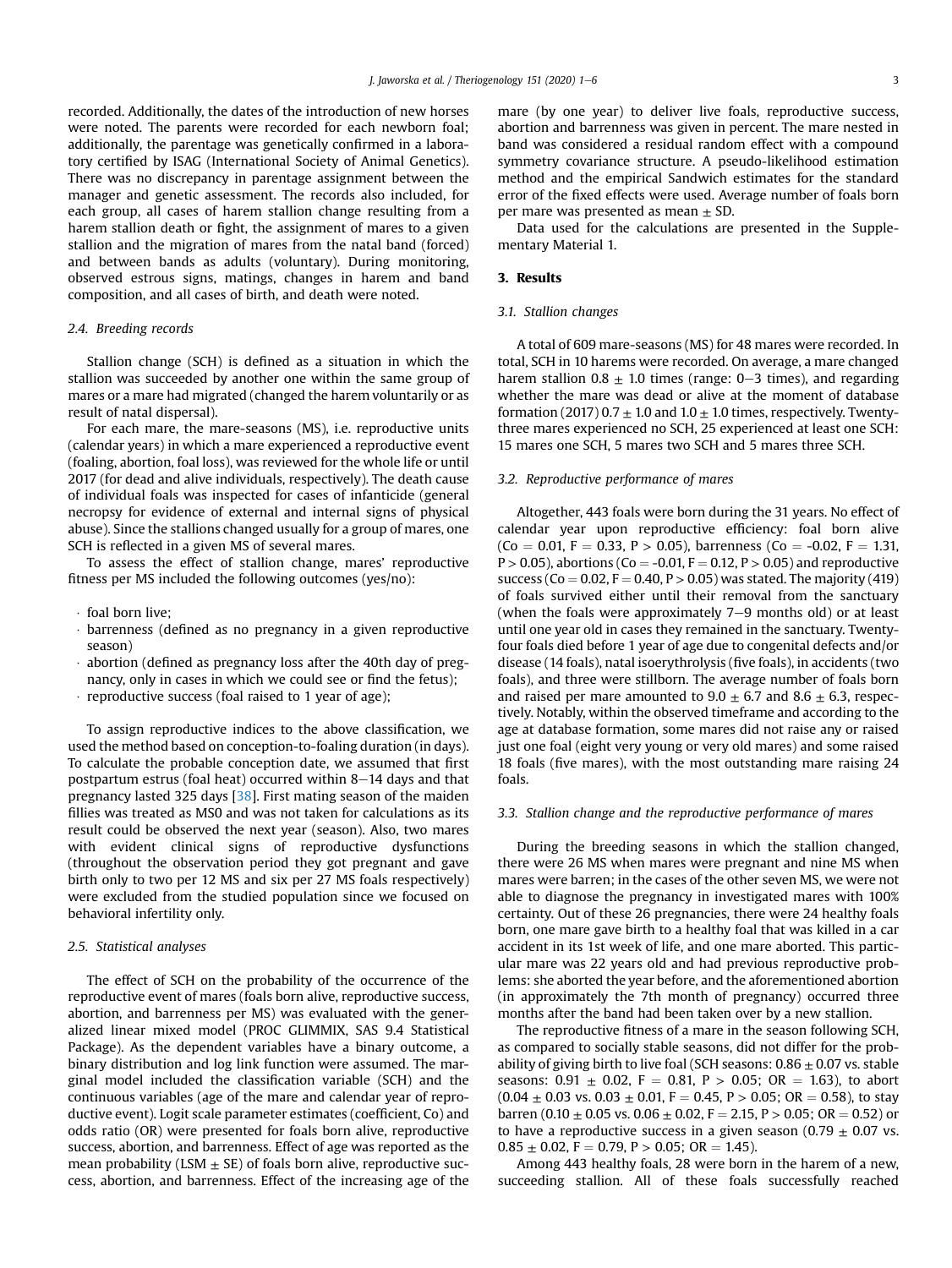recorded. Additionally, the dates of the introduction of new horses were noted. The parents were recorded for each newborn foal; additionally, the parentage was genetically confirmed in a laboratory certified by ISAG (International Society of Animal Genetics). There was no discrepancy in parentage assignment between the manager and genetic assessment. The records also included, for each group, all cases of harem stallion change resulting from a harem stallion death or fight, the assignment of mares to a given stallion and the migration of mares from the natal band (forced) and between bands as adults (voluntary). During monitoring, observed estrous signs, matings, changes in harem and band composition, and all cases of birth, and death were noted.

### 2.4. Breeding records

Stallion change (SCH) is defined as a situation in which the stallion was succeeded by another one within the same group of mares or a mare had migrated (changed the harem voluntarily or as result of natal dispersal).

For each mare, the mare-seasons (MS), i.e. reproductive units (calendar years) in which a mare experienced a reproductive event (foaling, abortion, foal loss), was reviewed for the whole life or until 2017 (for dead and alive individuals, respectively). The death cause of individual foals was inspected for cases of infanticide (general necropsy for evidence of external and internal signs of physical abuse). Since the stallions changed usually for a group of mares, one SCH is reflected in a given MS of several mares.

To assess the effect of stallion change, mares' reproductive fitness per MS included the following outcomes (yes/no):

- foal born live;
- barrenness (defined as no pregnancy in a given reproductive season)
- abortion (defined as pregnancy loss after the 40th day of pregnancy, only in cases in which we could see or find the fetus);
- reproductive success (foal raised to 1 year of age);

To assign reproductive indices to the above classification, we used the method based on conception-to-foaling duration (in days). To calculate the probable conception date, we assumed that first postpartum estrus (foal heat) occurred within 8–14 days and that pregnancy lasted 325 days [38]. First mating season of the maiden fillies was treated as MS0 and was not taken for calculations as its result could be observed the next year (season). Also, two mares with evident clinical signs of reproductive dysfunctions (throughout the observation period they got pregnant and gave birth only to two per 12 MS and six per 27 MS foals respectively) were excluded from the studied population since we focused on behavioral infertility only.

### 2.5. Statistical analyses

The effect of SCH on the probability of the occurrence of the reproductive event of mares (foals born alive, reproductive success, abortion, and barrenness per MS) was evaluated with the generalized linear mixed model (PROC GLIMMIX, SAS 9.4 Statistical Package). As the dependent variables have a binary outcome, a binary distribution and log link function were assumed. The marginal model included the classification variable (SCH) and the continuous variables (age of the mare and calendar year of reproductive event). Logit scale parameter estimates (coefficient, Co) and odds ratio (OR) were presented for foals born alive, reproductive success, abortion, and barrenness. Effect of age was reported as the mean probability (LSM $\pm$ SE) of foals born alive, reproductive success, abortion, and barrenness. Effect of the increasing age of the mare (by one year) to deliver live foals, reproductive success, abortion and barrenness was given in percent. The mare nested in band was considered a residual random effect with a compound symmetry covariance structure. A pseudo-likelihood estimation method and the empirical Sandwich estimates for the standard error of the fixed effects were used. Average number of foals born per mare was presented as mean $\pm$ SD.

Data used for the calculations are presented in the Supplementary Material 1.

## 3. Results

### 3.1. Stallion changes

A total of 609 mare-seasons (MS) for 48 mares were recorded. In total, SCH in 10 harems were recorded. On average, a mare changed harem stallion $0.8 \pm 1.0$ times (range: 0–3 times), and regarding whether the mare was dead or alive at the moment of database formation (2017) $0.7 \pm 1.0$ and $1.0 \pm 1.0$ times, respectively. Twenty-three mares experienced no SCH, 25 experienced at least one SCH: 15 mares one SCH, 5 mares two SCH and 5 mares three SCH.

### 3.2. Reproductive performance of mares

Altogether, 443 foals were born during the 31 years. No effect of calendar year upon reproductive efficiency: foal born alive (Co = 0.01, F = 0.33, P > 0.05), barrenness (Co = -0.02, F = 1.31, P > 0.05), abortions (Co = -0.01, F = 0.12, P > 0.05) and reproductive success (Co = 0.02, F = 0.40, P > 0.05) was stated. The majority (419) of foals survived either until their removal from the sanctuary (when the foals were approximately 7–9 months old) or at least until one year old in cases they remained in the sanctuary. Twenty-four foals died before 1 year of age due to congenital defects and/or disease (14 foals), natal isoerythrolysis (five foals), in accidents (two foals), and three were stillborn. The average number of foals born and raised per mare amounted to $9.0 \pm 6.7$ and $8.6 \pm 6.3$, respectively. Notably, within the observed timeframe and according to the age at database formation, some mares did not raise any or raised just one foal (eight very young or very old mares) and some raised 18 foals (five mares), with the most outstanding mare raising 24 foals.

### 3.3. Stallion change and the reproductive performance of mares

During the breeding seasons in which the stallion changed, there were 26 MS when mares were pregnant and nine MS when mares were barren; in the cases of the other seven MS, we were not able to diagnose the pregnancy in investigated mares with 100% certainty. Out of these 26 pregnancies, there were 24 healthy foals born, one mare gave birth to a healthy foal that was killed in a car accident in its 1st week of life, and one mare aborted. This particular mare was 22 years old and had previous reproductive problems: she aborted the year before, and the aforementioned abortion (in approximately the 7th month of pregnancy) occurred three months after the band had been taken over by a new stallion.

The reproductive fitness of a mare in the season following SCH, as compared to socially stable seasons, did not differ for the probability of giving birth to live foal (SCH seasons: $0.86 \pm 0.07$ vs. stable seasons: $0.91 \pm 0.02$, F = 0.81, P > 0.05; OR = 1.63), to abort ($0.04 \pm 0.03$ vs. $0.03 \pm 0.01$, F = 0.45, P > 0.05; OR = 0.58), to stay barren ($0.10 \pm 0.05$ vs. $0.06 \pm 0.02$, F = 2.15, P > 0.05; OR = 0.52) or to have a reproductive success in a given season ($0.79 \pm 0.07$ vs. $0.85 \pm 0.02$, F = 0.79, P > 0.05; OR = 1.45).

Among 443 healthy foals, 28 were born in the harem of a new, succeeding stallion. All of these foals successfully reached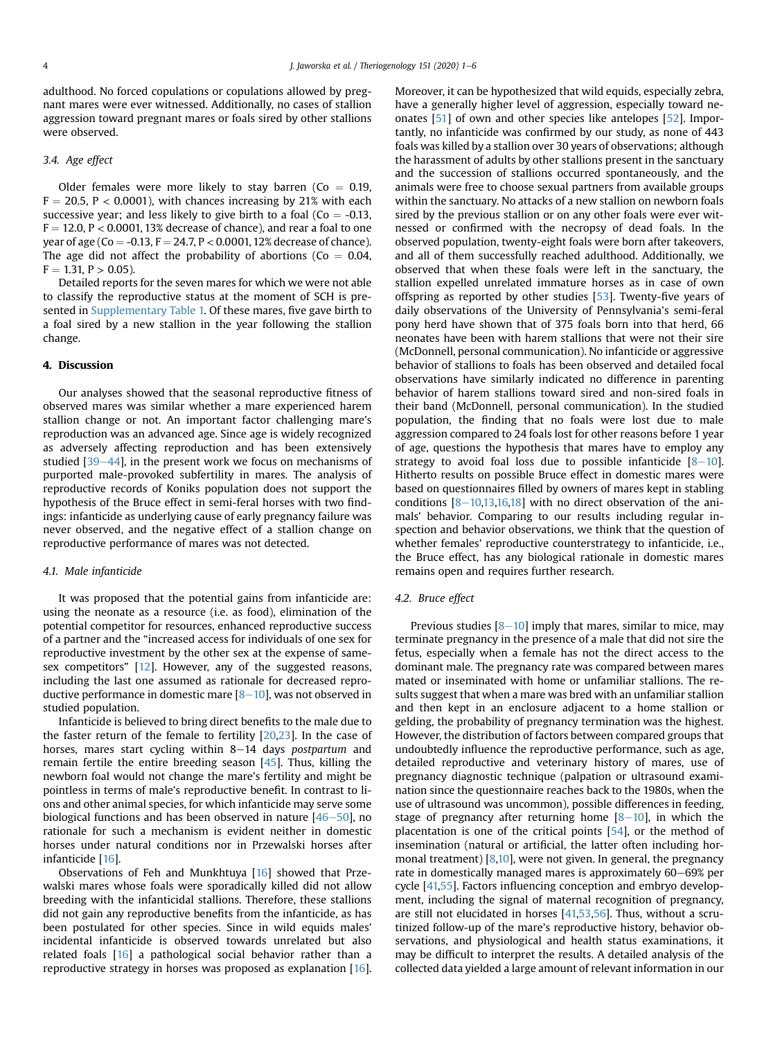adulthood. No forced copulations or copulations allowed by pregnant mares were ever witnessed. Additionally, no cases of stallion aggression toward pregnant mares or foals sired by other stallions were observed.

### 3.4. Age effect

Older females were more likely to stay barren ($Co = 0.19$, $F = 20.5$, $P < 0.0001$), with chances increasing by 21% with each successive year; and less likely to give birth to a foal ($Co = -0.13$, $F = 12.0$, $P < 0.0001$, 13% decrease of chance), and rear a foal to one year of age ($Co = -0.13$, $F = 24.7$, $P < 0.0001$, 12% decrease of chance). The age did not affect the probability of abortions ($Co = 0.04$, $F = 1.31$, $P > 0.05$).

Detailed reports for the seven mares for which we were not able to classify the reproductive status at the moment of SCH is presented in Supplementary Table 1. Of these mares, five gave birth to a foal sired by a new stallion in the year following the stallion change.

## 4. Discussion

Our analyses showed that the seasonal reproductive fitness of observed mares was similar whether a mare experienced harem stallion change or not. An important factor challenging mare's reproduction was an advanced age. Since age is widely recognized as adversely affecting reproduction and has been extensively studied [39–44], in the present work we focus on mechanisms of purported male-provoked subfertility in mares. The analysis of reproductive records of Koniks population does not support the hypothesis of the Bruce effect in semi-feral horses with two findings: infanticide as underlying cause of early pregnancy failure was never observed, and the negative effect of a stallion change on reproductive performance of mares was not detected.

### 4.1. Male infanticide

It was proposed that the potential gains from infanticide are: using the neonate as a resource (i.e. as food), elimination of the potential competitor for resources, enhanced reproductive success of a partner and the "increased access for individuals of one sex for reproductive investment by the other sex at the expense of same-sex competitors" [12]. However, any of the suggested reasons, including the last one assumed as rationale for decreased reproductive performance in domestic mare [8–10], was not observed in studied population.

Infanticide is believed to bring direct benefits to the male due to the faster return of the female to fertility [20,23]. In the case of horses, mares start cycling within 8–14 days *postpartum* and remain fertile the entire breeding season [45]. Thus, killing the newborn foal would not change the mare's fertility and might be pointless in terms of male's reproductive benefit. In contrast to lions and other animal species, for which infanticide may serve some biological functions and has been observed in nature [46–50], no rationale for such a mechanism is evident neither in domestic horses under natural conditions nor in Przewalski horses after infanticide [16].

Observations of Feh and Munkhtuya [16] showed that Przewalski mares whose foals were sporadically killed did not allow breeding with the infanticidal stallions. Therefore, these stallions did not gain any reproductive benefits from the infanticide, as has been postulated for other species. Since in wild equids males' incidental infanticide is observed towards unrelated but also related foals [16] a pathological social behavior rather than a reproductive strategy in horses was proposed as explanation [16]. Moreover, it can be hypothesized that wild equids, especially zebra, have a generally higher level of aggression, especially toward neonates [51] of own and other species like antelopes [52]. Importantly, no infanticide was confirmed by our study, as none of 443 foals was killed by a stallion over 30 years of observations; although the harassment of adults by other stallions present in the sanctuary and the succession of stallions occurred spontaneously, and the animals were free to choose sexual partners from available groups within the sanctuary. No attacks of a new stallion on newborn foals sired by the previous stallion or on any other foals were ever witnessed or confirmed with the necropsy of dead foals. In the observed population, twenty-eight foals were born after takeovers, and all of them successfully reached adulthood. Additionally, we observed that when these foals were left in the sanctuary, the stallion expelled unrelated immature horses as in case of own offspring as reported by other studies [53]. Twenty-five years of daily observations of the University of Pennsylvania's semi-feral pony herd have shown that of 375 foals born into that herd, 66 neonates have been with harem stallions that were not their sire (McDonnell, personal communication). No infanticide or aggressive behavior of stallions to foals has been observed and detailed focal observations have similarly indicated no difference in parenting behavior of harem stallions toward sired and non-sired foals in their band (McDonnell, personal communication). In the studied population, the finding that no foals were lost due to male aggression compared to 24 foals lost for other reasons before 1 year of age, questions the hypothesis that mares have to employ any strategy to avoid foal loss due to possible infanticide [8–10]. Hitherto results on possible Bruce effect in domestic mares were based on questionnaires filled by owners of mares kept in stabling conditions [8–10,13,16,18] with no direct observation of the animals' behavior. Comparing to our results including regular inspection and behavior observations, we think that the question of whether females' reproductive counterstrategy to infanticide, i.e., the Bruce effect, has any biological rationale in domestic mares remains open and requires further research.

### 4.2. Bruce effect

Previous studies [8–10] imply that mares, similar to mice, may terminate pregnancy in the presence of a male that did not sire the fetus, especially when a female has not the direct access to the dominant male. The pregnancy rate was compared between mares mated or inseminated with home or unfamiliar stallions. The results suggest that when a mare was bred with an unfamiliar stallion and then kept in an enclosure adjacent to a home stallion or gelding, the probability of pregnancy termination was the highest. However, the distribution of factors between compared groups that undoubtedly influence the reproductive performance, such as age, detailed reproductive and veterinary history of mares, use of pregnancy diagnostic technique (palpation or ultrasound examination since the questionnaire reaches back to the 1980s, when the use of ultrasound was uncommon), possible differences in feeding, stage of pregnancy after returning home [8–10], in which the placentation is one of the critical points [54], or the method of insemination (natural or artificial, the latter often including hormonal treatment) [8,10], were not given. In general, the pregnancy rate in domestically managed mares is approximately 60–69% per cycle [41,55]. Factors influencing conception and embryo development, including the signal of maternal recognition of pregnancy, are still not elucidated in horses [41,53,56]. Thus, without a scrutinized follow-up of the mare's reproductive history, behavior observations, and physiological and health status examinations, it may be difficult to interpret the results. A detailed analysis of the collected data yielded a large amount of relevant information in our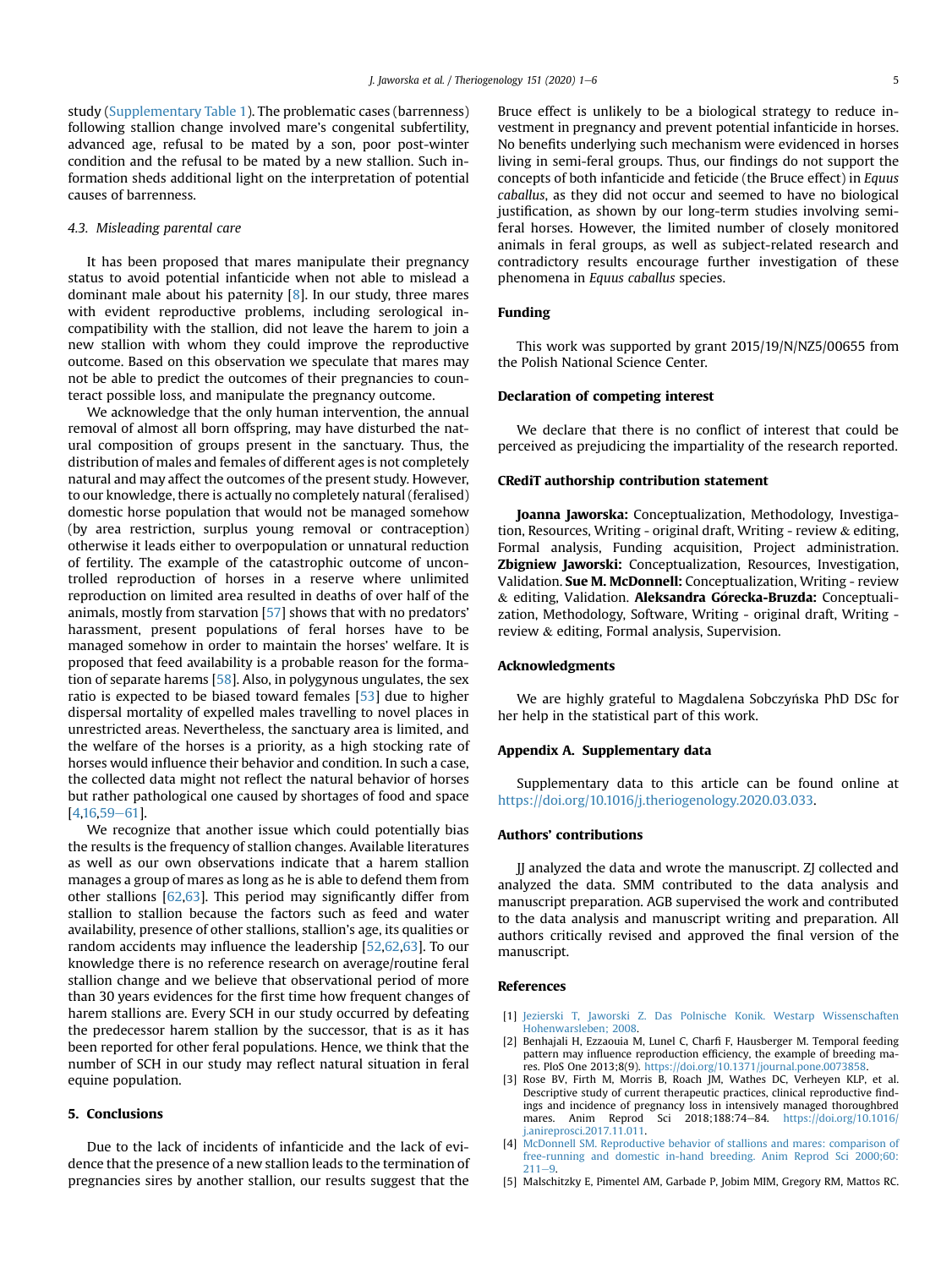study (Supplementary Table 1). The problematic cases (barrenness) following stallion change involved mare's congenital subfertility, advanced age, refusal to be mated by a son, poor post-winter condition and the refusal to be mated by a new stallion. Such information sheds additional light on the interpretation of potential causes of barrenness.

### 4.3. Misleading parental care

It has been proposed that mares manipulate their pregnancy status to avoid potential infanticide when not able to mislead a dominant male about his paternity [8]. In our study, three mares with evident reproductive problems, including serological incompatibility with the stallion, did not leave the harem to join a new stallion with whom they could improve the reproductive outcome. Based on this observation we speculate that mares may not be able to predict the outcomes of their pregnancies to counteract possible loss, and manipulate the pregnancy outcome.

We acknowledge that the only human intervention, the annual removal of almost all born offspring, may have disturbed the natural composition of groups present in the sanctuary. Thus, the distribution of males and females of different ages is not completely natural and may affect the outcomes of the present study. However, to our knowledge, there is actually no completely natural (feralised) domestic horse population that would not be managed somehow (by area restriction, surplus young removal or contraception) otherwise it leads either to overpopulation or unnatural reduction of fertility. The example of the catastrophic outcome of uncontrolled reproduction of horses in a reserve where unlimited reproduction on limited area resulted in deaths of over half of the animals, mostly from starvation [57] shows that with no predators' harassment, present populations of feral horses have to be managed somehow in order to maintain the horses' welfare. It is proposed that feed availability is a probable reason for the formation of separate harems [58]. Also, in polygynous ungulates, the sex ratio is expected to be biased toward females [53] due to higher dispersal mortality of expelled males travelling to novel places in unrestricted areas. Nevertheless, the sanctuary area is limited, and the welfare of the horses is a priority, as a high stocking rate of horses would influence their behavior and condition. In such a case, the collected data might not reflect the natural behavior of horses but rather pathological one caused by shortages of food and space [4,16,59–61].

We recognize that another issue which could potentially bias the results is the frequency of stallion changes. Available literatures as well as our own observations indicate that a harem stallion manages a group of mares as long as he is able to defend them from other stallions [62,63]. This period may significantly differ from stallion to stallion because the factors such as feed and water availability, presence of other stallions, stallion's age, its qualities or random accidents may influence the leadership [52,62,63]. To our knowledge there is no reference research on average/routine feral stallion change and we believe that observational period of more than 30 years evidences for the first time how frequent changes of harem stallions are. Every SCH in our study occurred by defeating the predecessor harem stallion by the successor, that is as it has been reported for other feral populations. Hence, we think that the number of SCH in our study may reflect natural situation in feral equine population.

## 5. Conclusions

Due to the lack of incidents of infanticide and the lack of evidence that the presence of a new stallion leads to the termination of pregnancies sires by another stallion, our results suggest that the Bruce effect is unlikely to be a biological strategy to reduce investment in pregnancy and prevent potential infanticide in horses. No benefits underlying such mechanism were evidenced in horses living in semi-feral groups. Thus, our findings do not support the concepts of both infanticide and feticide (the Bruce effect) in *Equus caballus*, as they did not occur and seemed to have no biological justification, as shown by our long-term studies involving semi-feral horses. However, the limited number of closely monitored animals in feral groups, as well as subject-related research and contradictory results encourage further investigation of these phenomena in *Equus caballus* species.

## Funding

This work was supported by grant 2015/19/N/NZ5/00655 from the Polish National Science Center.

## Declaration of competing interest

We declare that there is no conflict of interest that could be perceived as prejudicing the impartiality of the research reported.

## CRediT authorship contribution statement

**Joanna Jaworska:** Conceptualization, Methodology, Investigation, Resources, Writing - original draft, Writing - review & editing, Formal analysis, Funding acquisition, Project administration. **Zbigniew Jaworski:** Conceptualization, Resources, Investigation, Validation. **Sue M. McDonnell:** Conceptualization, Writing - review & editing, Validation. **Aleksandra Górecka-Bruzda:** Conceptualization, Methodology, Software, Writing - original draft, Writing - review & editing, Formal analysis, Supervision.

## Acknowledgments

We are highly grateful to Magdalena Sobczyńska PhD DSc for her help in the statistical part of this work.

## Appendix A. Supplementary data

Supplementary data to this article can be found online at https://doi.org/10.1016/j.theriogenology.2020.03.033.

## Authors' contributions

JJ analyzed the data and wrote the manuscript. ZJ collected and analyzed the data. SMM contributed to the data analysis and manuscript preparation. AGB supervised the work and contributed to the data analysis and manuscript writing and preparation. All authors critically revised and approved the final version of the manuscript.

## References

[1] Jezierski T, Jaworski Z. Das Polnische Konik. Westarp Wissenschaften Hohenwarsleben; 2008.

[2] Benhajali H, Ezzaouia M, Lunel C, Charfi F, Hausberger M. Temporal feeding pattern may influence reproduction efficiency, the example of breeding mares. PloS One 2013;8(9). https://doi.org/10.1371/journal.pone.0073858.

[3] Rose BV, Firth M, Morris B, Roach JM, Wathes DC, Verheyen KLP, et al. Descriptive study of current therapeutic practices, clinical reproductive findings and incidence of pregnancy loss in intensively managed thoroughbred mares. Anim Reprod Sci 2018;188:74–84. https://doi.org/10.1016/j.anireprosci.2017.11.011.

[4] McDonnell SM. Reproductive behavior of stallions and mares: comparison of free-running and domestic in-hand breeding. Anim Reprod Sci 2000;60:211–9.

[5] Malschitzky E, Pimentel AM, Garbade P, Jobim MIM, Gregory RM, Mattos RC.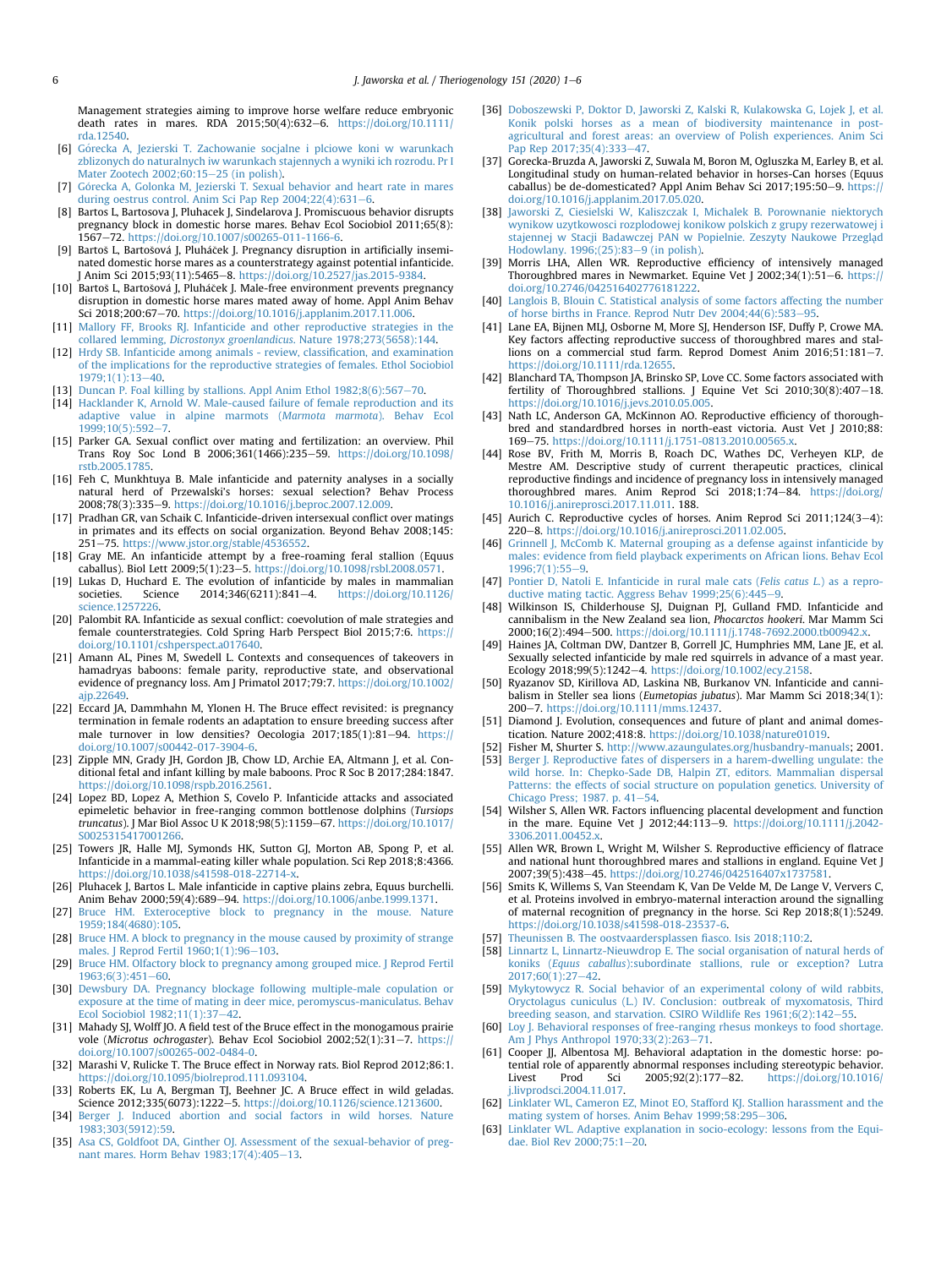Management strategies aiming to improve horse welfare reduce embryonic death rates in mares. RDA 2015;50(4):632–6. https://doi.org/10.1111/rda.12540.

[6] Górecka A, Jezierski T. Zachowanie socjalne i plciowe koni w warunkach zblizonych do naturalnych iw warunkach stajennych a wyniki ich rozrodu. Pr I Mater Zootech 2002;60:15–25 (in polish).

[7] Górecka A, Golonka M, Jezierski T. Sexual behavior and heart rate in mares during oestrus control. Anim Sci Pap Rep 2004;22(4):631–6.

[8] Bartos L, Bartosova J, Pluhacek J, Sindelarova J. Promiscuous behavior disrupts pregnancy block in domestic horse mares. Behav Ecol Sociobiol 2011;65(8):1567–72. https://doi.org/10.1007/s00265-011-1166-6.

[9] Bartoš L, Bartošová J, Pluháček J. Pregnancy disruption in artificially inseminated domestic horse mares as a counterstrategy against potential infanticide. J Anim Sci 2015;93(11):5465–8. https://doi.org/10.2527/jas.2015-9384.

[10] Bartoš L, Bartošová J, Pluháček J. Male-free environment prevents pregnancy disruption in domestic horse mares mated away of home. Appl Anim Behav Sci 2018;200:67–70. https://doi.org/10.1016/j.applanim.2017.11.006.

[11] Mallory FF, Brooks RJ. Infanticide and other reproductive strategies in the collared lemming, *Dicrostonyx groenlandicus*. Nature 1978;273(5658):144.

[12] Hrdy SB. Infanticide among animals - review, classification, and examination of the implications for the reproductive strategies of females. Ethol Sociobiol 1979;1(1):13–40.

[13] Duncan P. Foal killing by stallions. Appl Anim Ethol 1982;8(6):567–70.

[14] Hacklander K, Arnold W. Male-caused failure of female reproduction and its adaptive value in alpine marmots (*Marmota marmota*). Behav Ecol 1999;10(5):592–7.

[15] Parker GA. Sexual conflict over mating and fertilization: an overview. Phil Trans Roy Soc Lond B 2006;361(1466):235–59. https://doi.org/10.1098/rstb.2005.1785.

[16] Feh C, Munkhtuya B. Male infanticide and paternity analyses in a socially natural herd of Przewalski's horses: sexual selection? Behav Process 2008;78(3):335–9. https://doi.org/10.1016/j.beproc.2007.12.009.

[17] Pradhan GR, van Schaik C. Infanticide-driven intersexual conflict over matings in primates and its effects on social organization. Beyond Behav 2008;145:251–75. https://www.jstor.org/stable/4536552.

[18] Gray ME. An infanticide attempt by a free-roaming feral stallion (Equus caballus). Biol Lett 2009;5(1):23–5. https://doi.org/10.1098/rsbl.2008.0571.

[19] Lukas D, Huchard E. The evolution of infanticide by males in mammalian societies. Science 2014;346(6211):841–4. https://doi.org/10.1126/science.1257226.

[20] Palombit RA. Infanticide as sexual conflict: coevolution of male strategies and female counterstrategies. Cold Spring Harb Perspect Biol 2015;7:6. https://doi.org/10.1101/cshperspect.a017640.

[21] Amann AL, Pines M, Swedell L. Contexts and consequences of takeovers in hamadryas baboons: female parity, reproductive state, and observational evidence of pregnancy loss. Am J Primatol 2017;79:7. https://doi.org/10.1002/ajp.22649.

[22] Eccard JA, Dammhahn M, Ylonen H. The Bruce effect revisited: is pregnancy termination in female rodents an adaptation to ensure breeding success after male turnover in low densities? Oecologia 2017;185(1):81–94. https://doi.org/10.1007/s00442-017-3904-6.

[23] Zipple MN, Grady JH, Gordon JB, Chow LD, Archie EA, Altmann J, et al. Conditional fetal and infant killing by male baboons. Proc R Soc B 2017;284:1847. https://doi.org/10.1098/rspb.2016.2561.

[24] Lopez BD, Lopez A, Methion S, Covelo P. Infanticide attacks and associated epimeletic behaviour in free-ranging common bottlenose dolphins (*Tursiops truncatus*). J Mar Biol Assoc U K 2018;98(5):1159–67. https://doi.org/10.1017/S0025315417001266.

[25] Towers JR, Halle MJ, Symonds HK, Sutton GJ, Morton AB, Spong P, et al. Infanticide in a mammal-eating killer whale population. Sci Rep 2018;8:4366. https://doi.org/10.1038/s41598-018-22714-x.

[26] Pluhacek J, Bartos L. Male infanticide in captive plains zebra, Equus burchelli. Anim Behav 2000;59(4):689–94. https://doi.org/10.1006/anbe.1999.1371.

[27] Bruce HM. Exteroceptive block to pregnancy in the mouse. Nature 1959;184(4680):105.

[28] Bruce HM. A block to pregnancy in the mouse caused by proximity of strange males. J Reprod Fertil 1960;1(1):96–103.

[29] Bruce HM. Olfactory block to pregnancy among grouped mice. J Reprod Fertil 1963;6(3):451–60.

[30] Dewsbury DA. Pregnancy blockage following multiple-male copulation or exposure at the time of mating in deer mice, peromyscus-maniculatus. Behav Ecol Sociobiol 1982;11(1):37–42.

[31] Mahady SJ, Wolff JO. A field test of the Bruce effect in the monogamous prairie vole (*Microtus ochrogaster*). Behav Ecol Sociobiol 2002;52(1):31–7. https://doi.org/10.1007/s00265-002-0484-0.

[32] Marashi V, Rulicke T. The Bruce effect in Norway rats. Biol Reprod 2012;86:1. https://doi.org/10.1095/biolreprod.111.093104.

[33] Roberts EK, Lu A, Bergman TJ, Beehner JC. A Bruce effect in wild geladas. Science 2012;335(6073):1222–5. https://doi.org/10.1126/science.1213600.

[34] Berger J. Induced abortion and social factors in wild horses. Nature 1983;303(5912):59.

[35] Asa CS, Goldfoot DA, Ginther OJ. Assessment of the sexual-behavior of pregnant mares. Horm Behav 1983;17(4):405–13.

[36] Doboszewski P, Doktor D, Jaworski Z, Kalski R, Kulakowska G, Lojek J, et al. Konik polski horses as a mean of biodiversity maintenance in post-agricultural and forest areas: an overview of Polish experiences. Anim Sci Pap Rep 2017;35(4):333–47.

[37] Gorecka-Bruzda A, Jaworski Z, Suwala M, Boron M, Ogluszka M, Earley B, et al. Longitudinal study on human-related behavior in horses-Can horses (Equus caballus) be de-domesticated? Appl Anim Behav Sci 2017;195:50–9. https://doi.org/10.1016/j.applanim.2017.05.020.

[38] Jaworski Z, Ciesielski W, Kaliszczak I, Michalek B. Porownanie niektorych wynikow uzytkowosci rozplodowej konikow polskich z grupy rezerwatowej i stajennej w Stacji Badawczej PAN w Popielnie. Zeszyty Naukowe Przegląd Hodowlany. 1996;(25):83–9 (in polish).

[39] Morris LHA, Allen WR. Reproductive efficiency of intensively managed Thoroughbred mares in Newmarket. Equine Vet J 2002;34(1):51–6. https://doi.org/10.2746/042516402776181222.

[40] Langlois B, Blouin C. Statistical analysis of some factors affecting the number of horse births in France. Reprod Nutr Dev 2004;44(6):583–95.

[41] Lane EA, Bijnen MLJ, Osborne M, More SJ, Henderson ISF, Duffy P, Crowe MA. Key factors affecting reproductive success of thoroughbred mares and stallions on a commercial stud farm. Reprod Domest Anim 2016;51:181–7. https://doi.org/10.1111/rda.12655.

[42] Blanchard TA, Thompson JA, Brinsko SP, Love CC. Some factors associated with fertility of Thoroughbred stallions. J Equine Vet Sci 2010;30(8):407–18. https://doi.org/10.1016/j.jevs.2010.05.005.

[43] Nath LC, Anderson GA, McKinnon AO. Reproductive efficiency of thoroughbred and standardbred horses in north-east victoria. Aust Vet J 2010;88:169–75. https://doi.org/10.1111/j.1751-0813.2010.00565.x.

[44] Rose BV, Frith M, Morris B, Roach DC, Wathes DC, Verheyen KLP, de Mestre AM. Descriptive study of current therapeutic practices, clinical reproductive findings and incidence of pregnancy loss in intensively managed thoroughbred mares. Anim Reprod Sci 2018;1:74–84. https://doi.org/10.1016/j.anireprosci.2017.11.011. 188.

[45] Aurich C. Reproductive cycles of horses. Anim Reprod Sci 2011;124(3–4):220–8. https://doi.org/10.1016/j.anireprosci.2011.02.005.

[46] Grinnell J, McComb K. Maternal grouping as a defense against infanticide by males: evidence from field playback experiments on African lions. Behav Ecol 1996;7(1):55–9.

[47] Pontier D, Natoli E. Infanticide in rural male cats (*Felis catus L.*) as a reproductive mating tactic. Aggress Behav 1999;25(6):445–9.

[48] Wilkinson IS, Childerhouse SJ, Duignan PJ, Gulland FMD. Infanticide and cannibalism in the New Zealand sea lion, *Phocarctos hookeri*. Mar Mamm Sci 2000;16(2):494–500. https://doi.org/10.1111/j.1748-7692.2000.tb00942.x.

[49] Haines JA, Coltman DW, Dantzer B, Gorrell JC, Humphries MM, Lane JE, et al. Sexually selected infanticide by male red squirrels in advance of a mast year. Ecology 2018;99(5):1242–4. https://doi.org/10.1002/ecy.2158.

[50] Ryazanov SD, Kirillova AD, Laskina NB, Burkanov VN. Infanticide and cannibalism in Steller sea lions (*Eumetopias jubatus*). Mar Mamm Sci 2018;34(1):200–7. https://doi.org/10.1111/mms.12437.

[51] Diamond J. Evolution, consequences and future of plant and animal domestication. Nature 2002;418:8. https://doi.org/10.1038/nature01019.

[52] Fisher M, Shurter S. http://www.azaungulates.org/husbandry-manuals; 2001.

[53] Berger J. Reproductive fates of dispersers in a harem-dwelling ungulate: the wild horse. In: Chepko-Sade DB, Halpin ZT, editors. Mammalian dispersal Patterns: the effects of social structure on population genetics. University of Chicago Press; 1987. p. 41–54.

[54] Wilsher S, Allen WR. Factors influencing placental development and function in the mare. Equine Vet J 2012;44:113–9. https://doi.org/10.1111/j.2042-3306.2011.00452.x.

[55] Allen WR, Brown L, Wright M, Wilsher S. Reproductive efficiency of flatrace and national hunt thoroughbred mares and stallions in england. Equine Vet J 2007;39(5):438–45. https://doi.org/10.2746/042516407x1737581.

[56] Smits K, Willems S, Van Steendam K, Van De Velde M, De Lange V, Ververs C, et al. Proteins involved in embryo-maternal interaction around the signalling of maternal recognition of pregnancy in the horse. Sci Rep 2018;8(1):5249. https://doi.org/10.1038/s41598-018-23537-6.

[57] Theunissen B. The oostvaardersplassen fiasco. Isis 2018;110:2.

[58] Linnartz L, Linnartz-Nieuwdrop E. The social organisation of natural herds of koniks (*Equus caballus*):subordinate stallions, rule or exception? Lutra 2017;60(1):27–42.

[59] Mykytowycz R. Social behavior of an experimental colony of wild rabbits, Oryctolagus cuniculus (L.) IV. Conclusion: outbreak of myxomatosis, Third breeding season, and starvation. CSIRO Wildlife Res 1961;6(2):142–55.

[60] Loy J. Behavioral responses of free-ranging rhesus monkeys to food shortage. Am J Phys Anthropol 1970;33(2):263–71.

[61] Cooper JJ, Albentosa MJ. Behavioral adaptation in the domestic horse: potential role of apparently abnormal responses including stereotypic behavior. Livest Prod Sci 2005;92(2):177–82. https://doi.org/10.1016/j.livprodsci.2004.11.017.

[62] Linklater WL, Cameron EZ, Minot EO, Stafford KJ. Stallion harassment and the mating system of horses. Anim Behav 1999;58:295–306.

[63] Linklater WL. Adaptive explanation in socio-ecology: lessons from the Equidae. Biol Rev 2000;75:1–20.